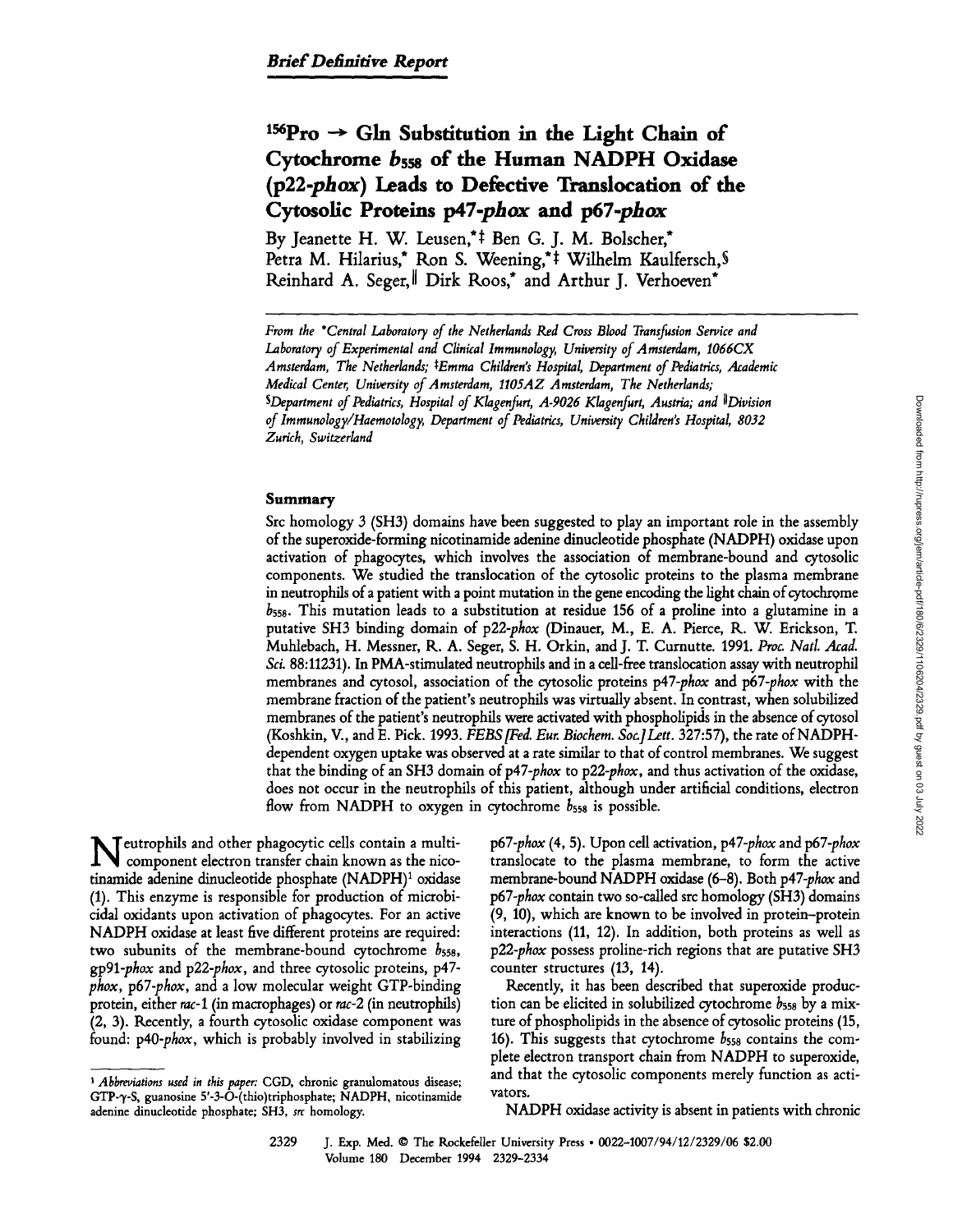*Brief Definitive Report*

# $^{156}$Pro → Gln Substitution in the Light Chain of Cytochrome $b_{558}$ of the Human NADPH Oxidase (p22-*phox*) Leads to Defective Translocation of the Cytosolic Proteins p47-*phox* and p67-*phox*

By Jeanette H. W. Leusen,[*‡] Ben G. J. M. Bolscher,[*] Petra M. Hilarius,[*] Ron S. Weening,[*‡] Wilhelm Kaulfersch,[§] Reinhard A. Seger,[‖] Dirk Roos,[*] and Arthur J. Verhoeven[*]

*From the [*]Central Laboratory of the Netherlands Red Cross Blood Transfusion Service and Laboratory of Experimental and Clinical Immunology, University of Amsterdam, 1066CX Amsterdam, The Netherlands; [‡]Emma Children's Hospital, Department of Pediatrics, Academic Medical Center, University of Amsterdam, 1105AZ Amsterdam, The Netherlands; [§]Department of Pediatrics, Hospital of Klagenfurt, A-9026 Klagenfurt, Austria; and [‖]Division of Immunology/Haemotology, Department of Pediatrics, University Children's Hospital, 8032 Zurich, Switzerland*

## Summary

Src homology 3 (SH3) domains have been suggested to play an important role in the assembly of the superoxide-forming nicotinamide adenine dinucleotide phosphate (NADPH) oxidase upon activation of phagocytes, which involves the association of membrane-bound and cytosolic components. We studied the translocation of the cytosolic proteins to the plasma membrane in neutrophils of a patient with a point mutation in the gene encoding the light chain of cytochrome $b_{558}$. This mutation leads to a substitution at residue 156 of a proline into a glutamine in a putative SH3 binding domain of p22-*phox* (Dinauer, M., E. A. Pierce, R. W. Erickson, T. Muhlebach, H. Messner, R. A. Seger, S. H. Orkin, and J. T. Curnutte. 1991. *Proc. Natl. Acad. Sci.* 88:11231). In PMA-stimulated neutrophils and in a cell-free translocation assay with neutrophil membranes and cytosol, association of the cytosolic proteins p47-*phox* and p67-*phox* with the membrane fraction of the patient's neutrophils was virtually absent. In contrast, when solubilized membranes of the patient's neutrophils were activated with phospholipids in the absence of cytosol (Koshkin, V., and E. Pick. 1993. *FEBS [Fed. Eur. Biochem. Soc.] Lett.* 327:57), the rate of NADPH-dependent oxygen uptake was observed at a rate similar to that of control membranes. We suggest that the binding of an SH3 domain of p47-*phox* to p22-*phox*, and thus activation of the oxidase, does not occur in the neutrophils of this patient, although under artificial conditions, electron flow from NADPH to oxygen in cytochrome $b_{558}$ is possible.

Neutrophils and other phagocytic cells contain a multicomponent electron transfer chain known as the nicotinamide adenine dinucleotide phosphate (NADPH)[1] oxidase (1). This enzyme is responsible for production of microbicidal oxidants upon activation of phagocytes. For an active NADPH oxidase at least five different proteins are required: two subunits of the membrane-bound cytochrome $b_{558}$, gp91-*phox* and p22-*phox*, and three cytosolic proteins, p47-*phox*, p67-*phox*, and a low molecular weight GTP-binding protein, either *rac*-1 (in macrophages) or *rac*-2 (in neutrophils) (2, 3). Recently, a fourth cytosolic oxidase component was found: p40-*phox*, which is probably involved in stabilizing p67-*phox* (4, 5). Upon cell activation, p47-*phox* and p67-*phox* translocate to the plasma membrane, to form the active membrane-bound NADPH oxidase (6–8). Both p47-*phox* and p67-*phox* contain two so-called src homology (SH3) domains (9, 10), which are known to be involved in protein–protein interactions (11, 12). In addition, both proteins as well as p22-*phox* possess proline-rich regions that are putative SH3 counter structures (13, 14).

Recently, it has been described that superoxide production can be elicited in solubilized cytochrome $b_{558}$ by a mixture of phospholipids in the absence of cytosolic proteins (15, 16). This suggests that cytochrome $b_{558}$ contains the complete electron transport chain from NADPH to superoxide, and that the cytosolic components merely function as activators.

NADPH oxidase activity is absent in patients with chronic

[1] *Abbreviations used in this paper:* CGD, chronic granulomatous disease; GTP-γ-S, guanosine 5'-3-O-(thio)triphosphate; NADPH, nicotinamide adenine dinucleotide phosphate; SH3, *src* homology.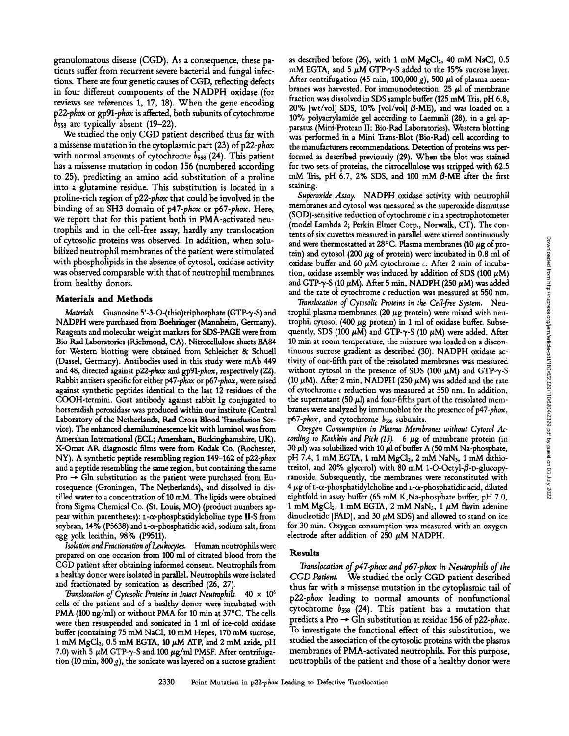granulomatous disease (CGD). As a consequence, these patients suffer from recurrent severe bacterial and fungal infections. There are four genetic causes of CGD, reflecting defects in four different components of the NADPH oxidase (for reviews see references 1, 17, 18). When the gene encoding p22-*phox* or gp91-*phox* is affected, both subunits of cytochrome $b_{558}$ are typically absent (19–22).

We studied the only CGD patient described thus far with a missense mutation in the cytoplasmic part (23) of p22-*phox* with normal amounts of cytochrome $b_{558}$ (24). This patient has a missense mutation in codon 156 (numbered according to 25), predicting an amino acid substitution of a proline into a glutamine residue. This substitution is located in a proline-rich region of p22-*phox* that could be involved in the binding of an SH3 domain of p47-*phox* or p67-*phox*. Here, we report that for this patient both in PMA-activated neutrophils and in the cell-free assay, hardly any translocation of cytosolic proteins was observed. In addition, when solubilized neutrophil membranes of the patient were stimulated with phospholipids in the absence of cytosol, oxidase activity was observed comparable with that of neutrophil membranes from healthy donors.

## Materials and Methods

*Materials.* Guanosine 5'-3-O-(thio)triphosphate (GTP-γ-S) and NADPH were purchased from Boehringer (Mannheim, Germany). Reagents and molecular weight markers for SDS-PAGE were from Bio-Rad Laboratories (Richmond, CA). Nitrocellulose sheets BA84 for Western blotting were obtained from Schleicher & Schuell (Dassel, Germany). Antibodies used in this study were mAb 449 and 48, directed against p22-*phox* and gp91-*phox*, respectively (22). Rabbit antisera specific for either p47-*phox* or p67-*phox*, were raised against synthetic peptides identical to the last 12 residues of the COOH-termini. Goat antibody against rabbit Ig conjugated to horseradish peroxidase was produced within our institute (Central Laboratory of the Netherlands, Red Cross Blood Transfusion Service). The enhanced chemiluminescence kit with luminol was from Amersham International (ECL; Amersham, Buckinghamshire, UK). X-Omat AR diagnostic films were from Kodak Co. (Rochester, NY). A synthetic peptide resembling region 149–162 of p22-*phox* and a peptide resembling the same region, but containing the same Pro → Gln substitution as the patient were purchased from Eurosequence (Groningen, The Netherlands), and dissolved in distilled water to a concentration of 10 mM. The lipids were obtained from Sigma Chemical Co. (St. Louis, MO) (product numbers appear within parentheses): L-α-phosphatidylcholine type II-S from soybean, 14% (P5638) and L-α-phosphatidic acid, sodium salt, from egg yolk lecithin, 98% (P9511).

*Isolation and Fractionation of Leukocytes.* Human neutrophils were prepared on one occasion from 100 ml of citrated blood from the CGD patient after obtaining informed consent. Neutrophils from a healthy donor were isolated in parallel. Neutrophils were isolated and fractionated by sonication as described (26, 27).

*Translocation of Cytosolic Proteins in Intact Neutrophils.* $40 \times 10^6$ cells of the patient and of a healthy donor were incubated with PMA (100 ng/ml) or without PMA for 10 min at 37°C. The cells were then resuspended and sonicated in 1 ml of ice-cold oxidase buffer (containing 75 mM NaCl, 10 mM Hepes, 170 mM sucrose, 1 mM $MgCl_2$, 0.5 mM EGTA, 10 μM ATP, and 2 mM azide, pH 7.0) with 5 μM GTP-γ-S and 100 μg/ml PMSF. After centrifugation (10 min, 800 *g*), the sonicate was layered on a sucrose gradient as described before (26), with 1 mM $MgCl_2$, 40 mM NaCl, 0.5 mM EGTA, and 5 μM GTP-γ-S added to the 15% sucrose layer. After centrifugation (45 min, 100,000 *g*), 500 μl of plasma membranes was harvested. For immunodetection, 25 μl of membrane fraction was dissolved in SDS sample buffer (125 mM Tris, pH 6.8, 20% [wt/vol] SDS, 10% [vol/vol] β-ME), and was loaded on a 10% polyacrylamide gel according to Laemmli (28), in a gel apparatus (Mini-Protean II; Bio-Rad Laboratories). Western blotting was performed in a Mini Trans-Blot (Bio-Rad) cell according to the manufacturers recommendations. Detection of proteins was performed as described previously (29). When the blot was stained for two sets of proteins, the nitrocellulose was stripped with 62.5 mM Tris, pH 6.7, 2% SDS, and 100 mM β-ME after the first staining.

*Superoxide Assay.* NADPH oxidase activity with neutrophil membranes and cytosol was measured as the superoxide dismutase (SOD)-sensitive reduction of cytochrome *c* in a spectrophotometer (model Lambda 2; Perkin Elmer Corp., Norwalk, CT). The contents of six cuvettes measured in parallel were stirred continuously and were thermostatted at 28°C. Plasma membranes (10 μg of protein) and cytosol (200 μg of protein) were incubated in 0.8 ml of oxidase buffer and 60 μM cytochrome *c*. After 2 min of incubation, oxidase assembly was induced by addition of SDS (100 μM) and GTP-γ-S (10 μM). After 5 min, NADPH (250 μM) was added and the rate of cytochrome *c* reduction was measured at 550 nm.

*Translocation of Cytosolic Proteins in the Cell-free System.* Neutrophil plasma membranes (20 μg protein) were mixed with neutrophil cytosol (400 μg protein) in 1 ml of oxidase buffer. Subsequently, SDS (100 μM) and GTP-γ-S (10 μM) were added. After 10 min at room temperature, the mixture was loaded on a discontinuous sucrose gradient as described (30). NADPH oxidase activity of one-fifth part of the reisolated membranes was measured without cytosol in the presence of SDS (100 μM) and GTP-γ-S (10 μM). After 2 min, NADPH (250 μM) was added and the rate of cytochrome *c* reduction was measured at 550 nm. In addition, the supernatant (50 μl) and four-fifths part of the reisolated membranes were analyzed by immunoblot for the presence of p47-*phox*, p67-*phox*, and cytochrome $b_{558}$ subunits.

*Oxygen Consumption in Plasma Membranes without Cytosol According to Koshkin and Pick (15).* 6 μg of membrane protein (in 30 μl) was solubilized with 10 μl of buffer A (50 mM Na-phosphate, pH 7.4, 1 mM EGTA, 1 mM $MgCl_2$, 2 mM $NaN_3$, 1 mM dithiotreitol, and 20% glycerol) with 80 mM 1-O-Octyl-β-D-glucopyranoside. Subsequently, the membranes were reconstituted with 4 μg of L-α-phosphatidylcholine and L-α-phosphatidic acid, diluted eightfold in assay buffer (65 mM K,Na-phosphate buffer, pH 7.0, 1 mM $MgCl_2$, 1 mM EGTA, 2 mM $NaN_3$, 1 μM flavin adenine dinucleotide [FAD], and 30 μM SDS) and allowed to stand on ice for 30 min. Oxygen consumption was measured with an oxygen electrode after addition of 250 μM NADPH.

## Results

*Translocation of p47-phox and p67-phox in Neutrophils of the CGD Patient.* We studied the only CGD patient described thus far with a missense mutation in the cytoplasmic tail of p22-*phox* leading to normal amounts of nonfunctional cytochrome $b_{558}$ (24). This patient has a mutation that predicts a Pro → Gln substitution at residue 156 of p22-*phox*. To investigate the functional effect of this substitution, we studied the association of the cytosolic proteins with the plasma membranes of PMA-activated neutrophils. For this purpose, neutrophils of the patient and those of a healthy donor were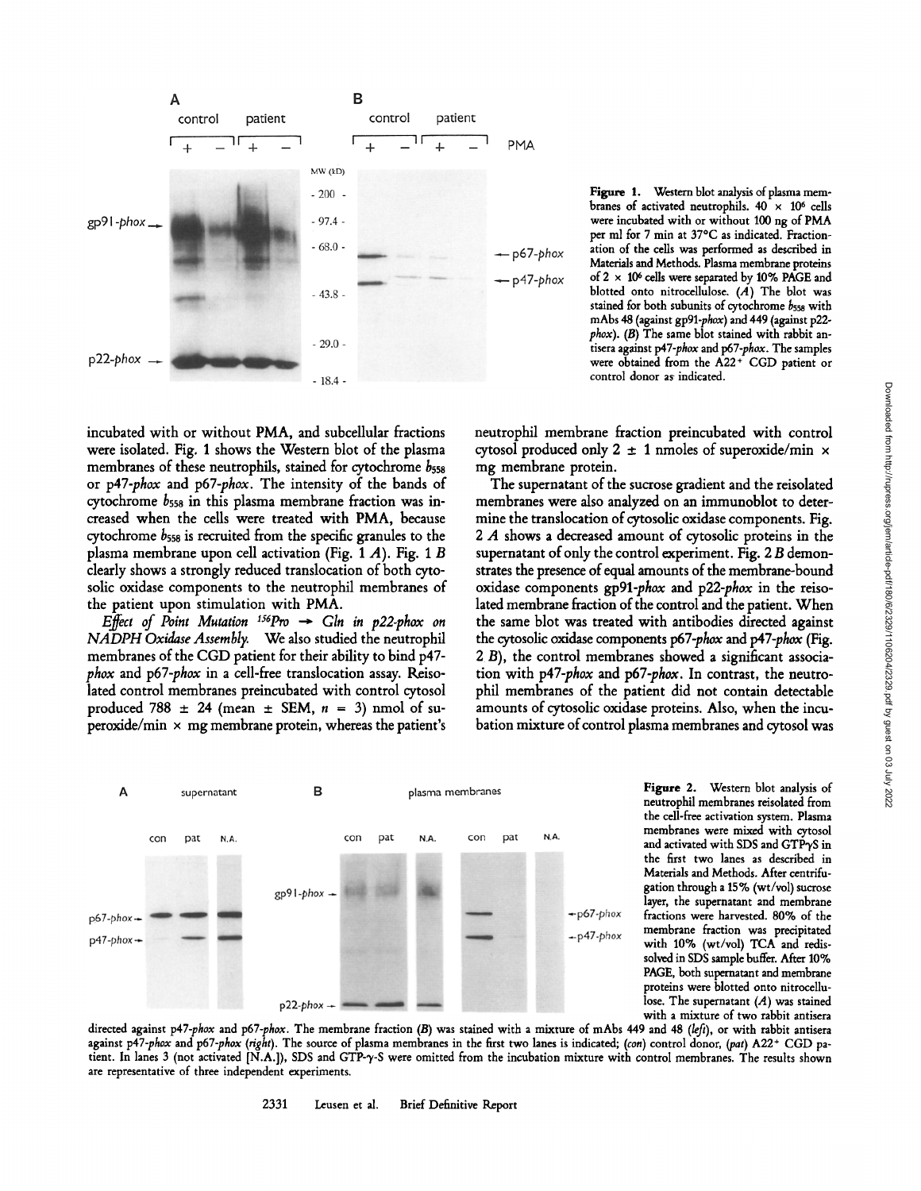Figure 1. Western blot analysis of plasma membranes of activated neutrophils. $40 \times 10^6$ cells were incubated with or without 100 ng of PMA per ml for 7 min at 37°C as indicated. Fractionation of the cells was performed as described in Materials and Methods. Plasma membrane proteins of $2 \times 10^6$ cells were separated by 10% PAGE and blotted onto nitrocellulose. (*A*) The blot was stained for both subunits of cytochrome $b_{558}$ with mAbs 48 (against gp91-*phox*) and 449 (against p22-*phox*). (*B*) The same blot stained with rabbit antisera against p47-*phox* and p67-*phox*. The samples were obtained from the A22$^+$ CGD patient or control donor as indicated.

incubated with or without PMA, and subcellular fractions were isolated. Fig. 1 shows the Western blot of the plasma membranes of these neutrophils, stained for cytochrome $b_{558}$ or p47-*phox* and p67-*phox*. The intensity of the bands of cytochrome $b_{558}$ in this plasma membrane fraction was increased when the cells were treated with PMA, because cytochrome $b_{558}$ is recruited from the specific granules to the plasma membrane upon cell activation (Fig. 1 *A*). Fig. 1 *B* clearly shows a strongly reduced translocation of both cytosolic oxidase components to the neutrophil membranes of the patient upon stimulation with PMA.

*Effect of Point Mutation $^{156}$Pro → Gln in p22-phox on NADPH Oxidase Assembly.* We also studied the neutrophil membranes of the CGD patient for their ability to bind p47-*phox* and p67-*phox* in a cell-free translocation assay. Reisolated control membranes preincubated with control cytosol produced 788 ± 24 (mean ± SEM, $n = 3$) nmol of superoxide/min × mg membrane protein, whereas the patient's neutrophil membrane fraction preincubated with control cytosol produced only 2 ± 1 nmoles of superoxide/min × mg membrane protein.

The supernatant of the sucrose gradient and the reisolated membranes were also analyzed on an immunoblot to determine the translocation of cytosolic oxidase components. Fig. 2 *A* shows a decreased amount of cytosolic proteins in the supernatant of only the control experiment. Fig. 2 *B* demonstrates the presence of equal amounts of the membrane-bound oxidase components gp91-*phox* and p22-*phox* in the reisolated membrane fraction of the control and the patient. When the same blot was treated with antibodies directed against the cytosolic oxidase components p67-*phox* and p47-*phox* (Fig. 2 *B*), the control membranes showed a significant association with p47-*phox* and p67-*phox*. In contrast, the neutrophil membranes of the patient did not contain detectable amounts of cytosolic oxidase proteins. Also, when the incubation mixture of control plasma membranes and cytosol was

Figure 2. Western blot analysis of neutrophil membranes reisolated from the cell-free activation system. Plasma membranes were mixed with cytosol and activated with SDS and GTPγS in the first two lanes as described in Materials and Methods. After centrifugation through a 15% (wt/vol) sucrose layer, the supernatant and membrane fractions were harvested. 80% of the membrane fraction was precipitated with 10% (wt/vol) TCA and redissolved in SDS sample buffer. After 10% PAGE, both supernatant and membrane proteins were blotted onto nitrocellulose. The supernatant (*A*) was stained with a mixture of two rabbit antisera directed against p47-*phox* and p67-*phox*. The membrane fraction (*B*) was stained with a mixture of mAbs 449 and 48 (*left*), or with rabbit antisera against p47-*phox* and p67-*phox* (*right*). The source of plasma membranes in the first two lanes is indicated; (*con*) control donor, (*pat*) A22$^+$ CGD patient. In lanes 3 (not activated [N.A.]), SDS and GTP-γ-S were omitted from the incubation mixture with control membranes. The results shown are representative of three independent experiments.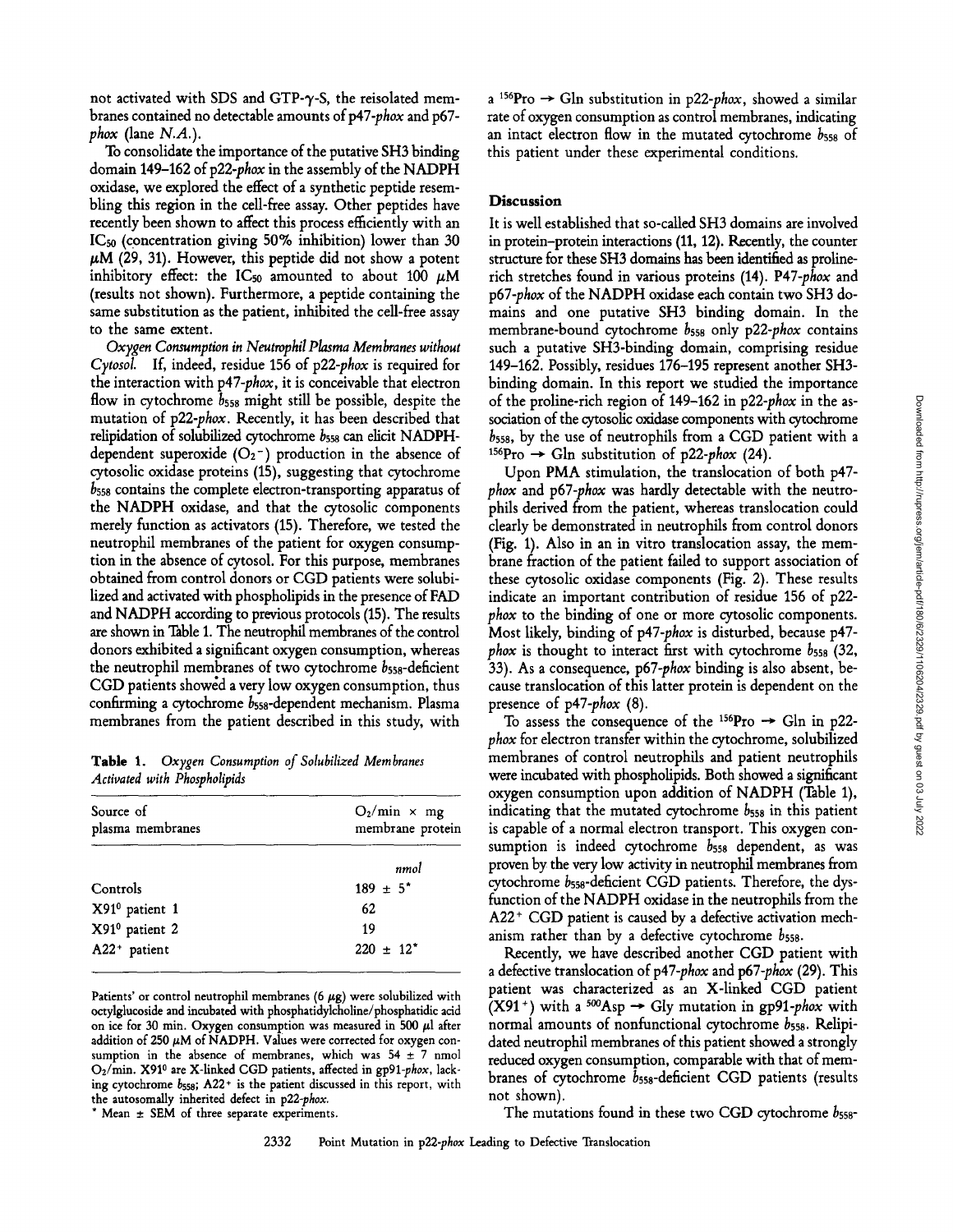not activated with SDS and GTP-$\gamma$-S, the reisolated membranes contained no detectable amounts of p47-*phox* and p67-*phox* (lane *N.A.*).

To consolidate the importance of the putative SH3 binding domain 149–162 of p22-*phox* in the assembly of the NADPH oxidase, we explored the effect of a synthetic peptide resembling this region in the cell-free assay. Other peptides have recently been shown to affect this process efficiently with an $IC_{50}$ (concentration giving 50% inhibition) lower than 30 $\mu$M (29, 31). However, this peptide did not show a potent inhibitory effect: the $IC_{50}$ amounted to about 100 $\mu$M (results not shown). Furthermore, a peptide containing the same substitution as the patient, inhibited the cell-free assay to the same extent.

*Oxygen Consumption in Neutrophil Plasma Membranes without Cytosol.* If, indeed, residue 156 of p22-*phox* is required for the interaction with p47-*phox*, it is conceivable that electron flow in cytochrome $b_{558}$ might still be possible, despite the mutation of p22-*phox*. Recently, it has been described that relipidation of solubilized cytochrome $b_{558}$ can elicit NADPH-dependent superoxide ($O_2^-$) production in the absence of cytosolic oxidase proteins (15), suggesting that cytochrome $b_{558}$ contains the complete electron-transporting apparatus of the NADPH oxidase, and that the cytosolic components merely function as activators (15). Therefore, we tested the neutrophil membranes of the patient for oxygen consumption in the absence of cytosol. For this purpose, membranes obtained from control donors or CGD patients were solubilized and activated with phospholipids in the presence of FAD and NADPH according to previous protocols (15). The results are shown in Table 1. The neutrophil membranes of the control donors exhibited a significant oxygen consumption, whereas the neutrophil membranes of two cytochrome $b_{558}$-deficient CGD patients showed a very low oxygen consumption, thus confirming a cytochrome $b_{558}$-dependent mechanism. Plasma membranes from the patient described in this study, with a $^{156}$Pro $\rightarrow$ Gln substitution in p22-*phox*, showed a similar rate of oxygen consumption as control membranes, indicating an intact electron flow in the mutated cytochrome $b_{558}$ of this patient under these experimental conditions.

**Table 1.** *Oxygen Consumption of Solubilized Membranes Activated with Phospholipids*

| Source of plasma membranes | $O_2$/min $\times$ mg membrane protein |
|---|---|
| | *nmol* |
| Controls | 189 ± 5* |
| X91$^0$ patient 1 | 62 |
| X91$^0$ patient 2 | 19 |
| A22$^+$ patient | 220 ± 12* |

Patients' or control neutrophil membranes (6 $\mu$g) were solubilized with octylglucoside and incubated with phosphatidylcholine/phosphatidic acid on ice for 30 min. Oxygen consumption was measured in 500 $\mu$l after addition of 250 $\mu$M of NADPH. Values were corrected for oxygen consumption in the absence of membranes, which was 54 ± 7 nmol $O_2$/min. X91$^0$ are X-linked CGD patients, affected in gp91-*phox*, lacking cytochrome $b_{558}$; A22$^+$ is the patient discussed in this report, with the autosomally inherited defect in p22-*phox*.

\* Mean ± SEM of three separate experiments.

## Discussion

It is well established that so-called SH3 domains are involved in protein–protein interactions (11, 12). Recently, the counter structure for these SH3 domains has been identified as proline-rich stretches found in various proteins (14). P47-*phox* and p67-*phox* of the NADPH oxidase each contain two SH3 domains and one putative SH3 binding domain. In the membrane-bound cytochrome $b_{558}$ only p22-*phox* contains such a putative SH3-binding domain, comprising residue 149–162. Possibly, residues 176–195 represent another SH3-binding domain. In this report we studied the importance of the proline-rich region of 149–162 in p22-*phox* in the association of the cytosolic oxidase components with cytochrome $b_{558}$, by the use of neutrophils from a CGD patient with a $^{156}$Pro $\rightarrow$ Gln substitution of p22-*phox* (24).

Upon PMA stimulation, the translocation of both p47-*phox* and p67-*phox* was hardly detectable with the neutrophils derived from the patient, whereas translocation could clearly be demonstrated in neutrophils from control donors (Fig. 1). Also in an in vitro translocation assay, the membrane fraction of the patient failed to support association of these cytosolic oxidase components (Fig. 2). These results indicate an important contribution of residue 156 of p22-*phox* to the binding of one or more cytosolic components. Most likely, binding of p47-*phox* is disturbed, because p47-*phox* is thought to interact first with cytochrome $b_{558}$ (32, 33). As a consequence, p67-*phox* binding is also absent, because translocation of this latter protein is dependent on the presence of p47-*phox* (8).

To assess the consequence of the $^{156}$Pro $\rightarrow$ Gln in p22-*phox* for electron transfer within the cytochrome, solubilized membranes of control neutrophils and patient neutrophils were incubated with phospholipids. Both showed a significant oxygen consumption upon addition of NADPH (Table 1), indicating that the mutated cytochrome $b_{558}$ in this patient is capable of a normal electron transport. This oxygen consumption is indeed cytochrome $b_{558}$ dependent, as was proven by the very low activity in neutrophil membranes from cytochrome $b_{558}$-deficient CGD patients. Therefore, the dysfunction of the NADPH oxidase in the neutrophils from the A22$^+$ CGD patient is caused by a defective activation mechanism rather than by a defective cytochrome $b_{558}$.

Recently, we have described another CGD patient with a defective translocation of p47-*phox* and p67-*phox* (29). This patient was characterized as an X-linked CGD patient (X91$^+$) with a $^{500}$Asp $\rightarrow$ Gly mutation in gp91-*phox* with normal amounts of nonfunctional cytochrome $b_{558}$. Relipidated neutrophil membranes of this patient showed a strongly reduced oxygen consumption, comparable with that of membranes of cytochrome $b_{558}$-deficient CGD patients (results not shown).

The mutations found in these two CGD cytochrome $b_{558}$-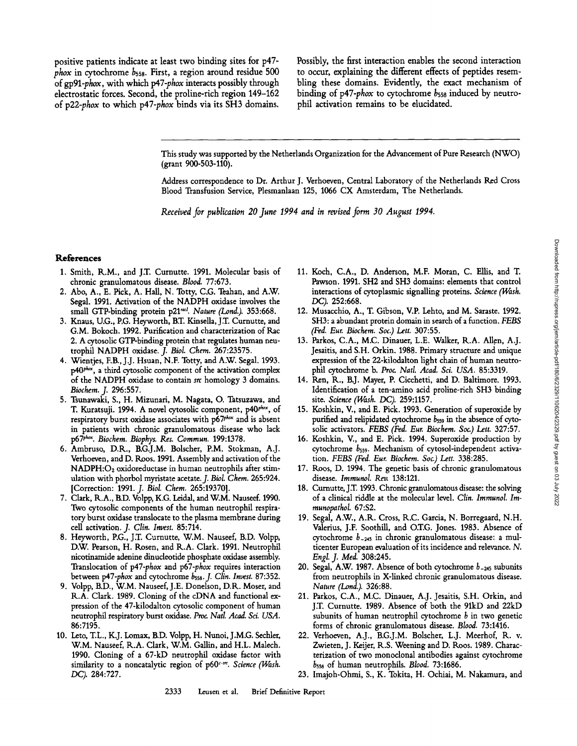positive patients indicate at least two binding sites for p47-*phox* in cytochrome $b_{558}$. First, a region around residue 500 of gp91-*phox*, with which p47-*phox* interacts possibly through electrostatic forces. Second, the proline-rich region 149–162 of p22-*phox* to which p47-*phox* binds via its SH3 domains. Possibly, the first interaction enables the second interaction to occur, explaining the different effects of peptides resembling these domains. Evidently, the exact mechanism of binding of p47-*phox* to cytochrome $b_{558}$ induced by neutrophil activation remains to be elucidated.

---

This study was supported by the Netherlands Organization for the Advancement of Pure Research (NWO) (grant 900-503-110).

Address correspondence to Dr. Arthur J. Verhoeven, Central Laboratory of the Netherlands Red Cross Blood Transfusion Service, Plesmanlaan 125, 1066 CX Amsterdam, The Netherlands.

*Received for publication 20 June 1994 and in revised form 30 August 1994.*

## References

1. Smith, R.M., and J.T. Curnutte. 1991. Molecular basis of chronic granulomatous disease. *Blood.* 77:673.
2. Abo, A., E. Pick, A. Hall, N. Totty, C.G. Teahan, and A.W. Segal. 1991. Activation of the NADPH oxidase involves the small GTP-binding protein p21$^{rac1}$. *Nature (Lond.).* 353:668.
3. Knaus, U.G., P.G. Heyworth, B.T. Kinsella, J.T. Curnutte, and G.M. Bokoch. 1992. Purification and characterization of Rac 2. A cytosolic GTP-binding protein that regulates human neutrophil NADPH oxidase. *J. Biol. Chem.* 267:23575.
4. Wientjes, F.B., J.J. Hsuan, N.F. Totty, and A.W. Segal. 1993. p40$^{phox}$, a third cytosolic component of the activation complex of the NADPH oxidase to contain *src* homology 3 domains. *Biochem. J.* 296:557.
5. Tsunawaki, S., H. Mizunari, M. Nagata, O. Tatsuzawa, and T. Kuratsuji. 1994. A novel cytosolic component, p40$^{phox}$, of respiratory burst oxidase associates with p67$^{phox}$ and is absent in patients with chronic granulomatous disease who lack p67$^{phox}$. *Biochem. Biophys. Res. Commun.* 199:1378.
6. Ambruso, D.R., B.G.J.M. Bolscher, P.M. Stokman, A.J. Verhoeven, and D. Roos. 1991. Assembly and activation of the NADPH:$O_2$ oxidoreductase in human neutrophils after stimulation with phorbol myristate acetate. *J. Biol. Chem.* 265:924. [Correction: 1991. *J. Biol. Chem.* 265:19370].
7. Clark, R.A., B.D. Volpp, K.G. Leidal, and W.M. Nauseef. 1990. Two cytosolic components of the human neutrophil respiratory burst oxidase translocate to the plasma membrane during cell activation. *J. Clin. Invest.* 85:714.
8. Heyworth, P.G., J.T. Curnutte, W.M. Nauseef, B.D. Volpp, D.W. Pearson, H. Rosen, and R.A. Clark. 1991. Neutrophil nicotinamide adenine dinucleotide phosphate oxidase assembly. Translocation of p47-*phox* and p67-*phox* requires interaction between p47-*phox* and cytochrome $b_{558}$. *J. Clin. Invest.* 87:352.
9. Volpp, B.D., W.M. Nauseef, J.E. Donelson, D.R. Moser, and R.A. Clark. 1989. Cloning of the cDNA and functional expression of the 47-kilodalton cytosolic component of human neutrophil respiratory burst oxidase. *Proc. Natl. Acad. Sci. USA.* 86:7195.
10. Leto, T.L., K.J. Lomax, B.D. Volpp, H. Nunoi, J.M.G. Sechler, W.M. Nauseef, R.A. Clark, W.M. Gallin, and H.L. Malech. 1990. Cloning of a 67-kD neutrophil oxidase factor with similarity to a noncatalytic region of p60$^{c\text{-}src}$. *Science (Wash. DC).* 284:727.
11. Koch, C.A., D. Anderson, M.F. Moran, C. Ellis, and T. Pawson. 1991. SH2 and SH3 domains: elements that control interactions of cytoplasmic signalling proteins. *Science (Wash. DC).* 252:668.
12. Musacchio, A., T. Gibson, V.P. Lehto, and M. Saraste. 1992. SH3: a abundant protein domain in search of a function. *FEBS (Fed. Eur. Biochem. Soc.) Lett.* 307:55.
13. Parkos, C.A., M.C. Dinauer, L.E. Walker, R.A. Allen, A.J. Jesaitis, and S.H. Orkin. 1988. Primary structure and unique expression of the 22-kilodalton light chain of human neutrophil cytochrome b. *Proc. Natl. Acad. Sci. USA.* 85:3319.
14. Ren, R., B.J. Mayer, P. Cicchetti, and D. Baltimore. 1993. Identification of a ten-amino acid proline-rich SH3 binding site. *Science (Wash. DC).* 259:1157.
15. Koshkin, V., and E. Pick. 1993. Generation of superoxide by purified and relipidated cytochrome $b_{559}$ in the absence of cytosolic activators. *FEBS (Fed. Eur. Biochem. Soc.) Lett.* 327:57.
16. Koshkin, V., and E. Pick. 1994. Superoxide production by cytochrome $b_{559}$. Mechanism of cytosol-independent activation. *FEBS (Fed. Eur. Biochem. Soc.) Lett.* 338:285.
17. Roos, D. 1994. The genetic basis of chronic granulomatous disease. *Immunol. Rev.* 138:121.
18. Curnutte, J.T. 1993. Chronic granulomatous disease: the solving of a clinical riddle at the molecular level. *Clin. Immunol. Immunopathol.* 67:S2.
19. Segal, A.W., A.R. Cross, R.C. Garcia, N. Borregaard, N.H. Valerius, J.F. Soothill, and O.T.G. Jones. 1983. Absence of cytochrome $b_{-245}$ in chronic granulomatous disease: a multicenter European evaluation of its incidence and relevance. *N. Engl. J. Med.* 308:245.
20. Segal, A.W. 1987. Absence of both cytochrome $b_{-245}$ subunits from neutrophils in X-linked chronic granulomatous disease. *Nature (Lond.).* 326:88.
21. Parkos, C.A., M.C. Dinauer, A.J. Jesaitis, S.H. Orkin, and J.T. Curnutte. 1989. Absence of both the 91kD and 22kD subunits of human neutrophil cytochrome *b* in two genetic forms of chronic granulomatous disease. *Blood.* 73:1416.
22. Verhoeven, A.J., B.G.J.M. Bolscher, L.J. Meerhof, R. v. Zwieten, J. Keijer, R.S. Weening and D. Roos. 1989. Characterization of two monoclonal antibodies against cytochrome $b_{558}$ of human neutrophils. *Blood.* 73:1686.
23. Imajoh-Ohmi, S., K. Tokita, H. Ochiai, M. Nakamura, and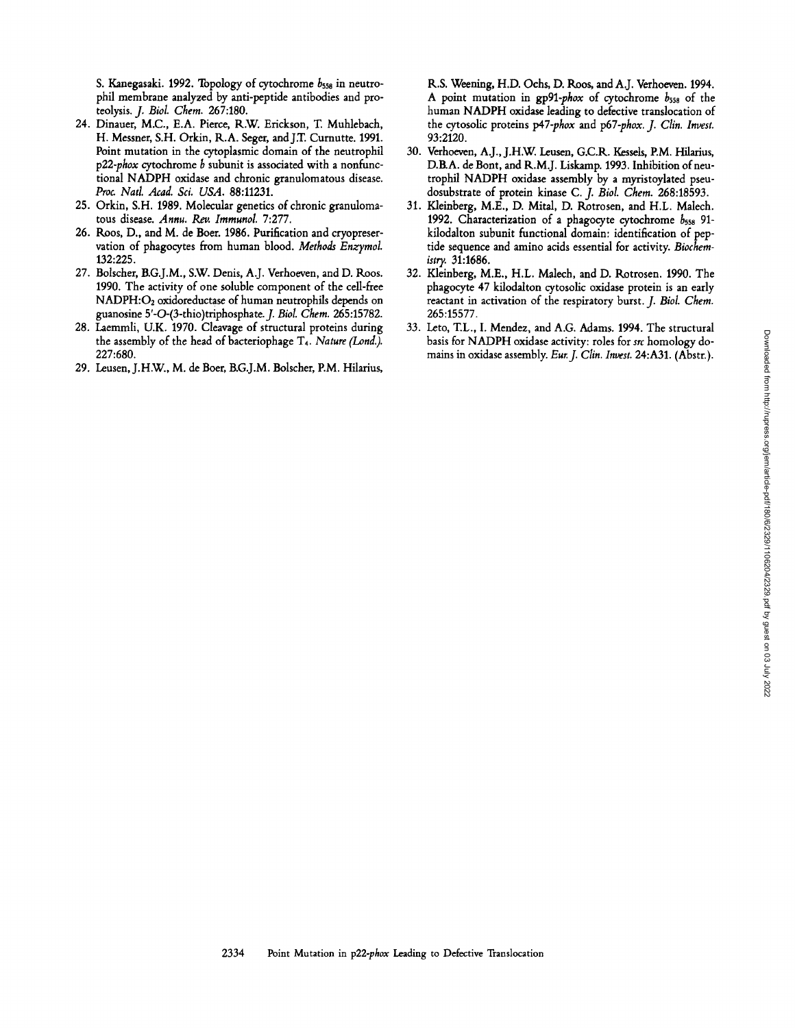S. Kanegasaki. 1992. Topology of cytochrome $b_{558}$ in neutrophil membrane analyzed by anti-peptide antibodies and proteolysis. *J. Biol. Chem.* 267:180.

24. Dinauer, M.C., E.A. Pierce, R.W. Erickson, T. Muhlebach, H. Messner, S.H. Orkin, R.A. Seger, and J.T. Curnutte. 1991. Point mutation in the cytoplasmic domain of the neutrophil p22-*phox* cytochrome *b* subunit is associated with a nonfunctional NADPH oxidase and chronic granulomatous disease. *Proc. Natl. Acad. Sci. USA.* 88:11231.
25. Orkin, S.H. 1989. Molecular genetics of chronic granulomatous disease. *Annu. Rev. Immunol.* 7:277.
26. Roos, D., and M. de Boer. 1986. Purification and cryopreservation of phagocytes from human blood. *Methods Enzymol.* 132:225.
27. Bolscher, B.G.J.M., S.W. Denis, A.J. Verhoeven, and D. Roos. 1990. The activity of one soluble component of the cell-free NADPH:$O_2$ oxidoreductase of human neutrophils depends on guanosine 5'-*O*-(3-thio)triphosphate. *J. Biol. Chem.* 265:15782.
28. Laemmli, U.K. 1970. Cleavage of structural proteins during the assembly of the head of bacteriophage $T_4$. *Nature (Lond.).* 227:680.
29. Leusen, J.H.W., M. de Boer, B.G.J.M. Bolscher, P.M. Hilarius, R.S. Weening, H.D. Ochs, D. Roos, and A.J. Verhoeven. 1994. A point mutation in gp91-*phox* of cytochrome $b_{558}$ of the human NADPH oxidase leading to defective translocation of the cytosolic proteins p47-*phox* and p67-*phox*. *J. Clin. Invest.* 93:2120.
30. Verhoeven, A.J., J.H.W. Leusen, G.C.R. Kessels, P.M. Hilarius, D.B.A. de Bont, and R.M.J. Liskamp. 1993. Inhibition of neutrophil NADPH oxidase assembly by a myristoylated pseudosubstrate of protein kinase C. *J. Biol. Chem.* 268:18593.
31. Kleinberg, M.E., D. Mital, D. Rotrosen, and H.L. Malech. 1992. Characterization of a phagocyte cytochrome $b_{558}$ 91-kilodalton subunit functional domain: identification of peptide sequence and amino acids essential for activity. *Biochemistry.* 31:1686.
32. Kleinberg, M.E., H.L. Malech, and D. Rotrosen. 1990. The phagocyte 47 kilodalton cytosolic oxidase protein is an early reactant in activation of the respiratory burst. *J. Biol. Chem.* 265:15577.
33. Leto, T.L., I. Mendez, and A.G. Adams. 1994. The structural basis for NADPH oxidase activity: roles for *src* homology domains in oxidase assembly. *Eur. J. Clin. Invest.* 24:A31. (Abstr.).